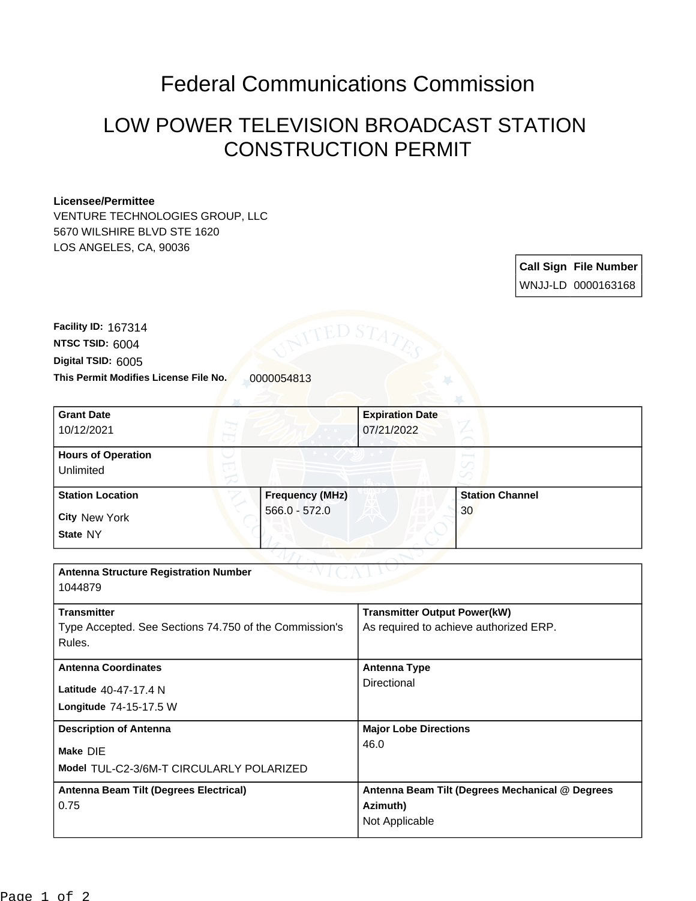# Federal Communications Commission

## LOW POWER TELEVISION BROADCAST STATION CONSTRUCTION PERMIT

**Licensee/Permittee**
VENTURE TECHNOLOGIES GROUP, LLC
5670 WILSHIRE BLVD STE 1620
LOS ANGELES, CA, 90036

| Call Sign | File Number |
|---|---|
| WNJJ-LD | 0000163168 |

**Facility ID:** 167314
**NTSC TSID:** 6004
**Digital TSID:** 6005
**This Permit Modifies License File No.** 0000054813

| **Grant Date** | **Expiration Date** |
|---|---|
| 10/12/2021 | 07/21/2022 |

| **Hours of Operation** |
|---|
| Unlimited |

| **Station Location** | **Frequency (MHz)** | **Station Channel** |
|---|---|---|
| City New York<br>State NY | 566.0 - 572.0 | 30 |

| **Antenna Structure Registration Number** | |
|---|---|
| 1044879 | |
| **Transmitter** | **Transmitter Output Power(kW)** |
| Type Accepted. See Sections 74.750 of the Commission's Rules. | As required to achieve authorized ERP. |
| **Antenna Coordinates** | **Antenna Type** |
| Latitude 40-47-17.4 N<br>Longitude 74-15-17.5 W | Directional |
| **Description of Antenna** | **Major Lobe Directions** |
| Make DIE<br>Model TUL-C2-3/6M-T CIRCULARLY POLARIZED | 46.0 |
| **Antenna Beam Tilt (Degrees Electrical)** | **Antenna Beam Tilt (Degrees Mechanical @ Degrees Azimuth)** |
| 0.75 | Not Applicable |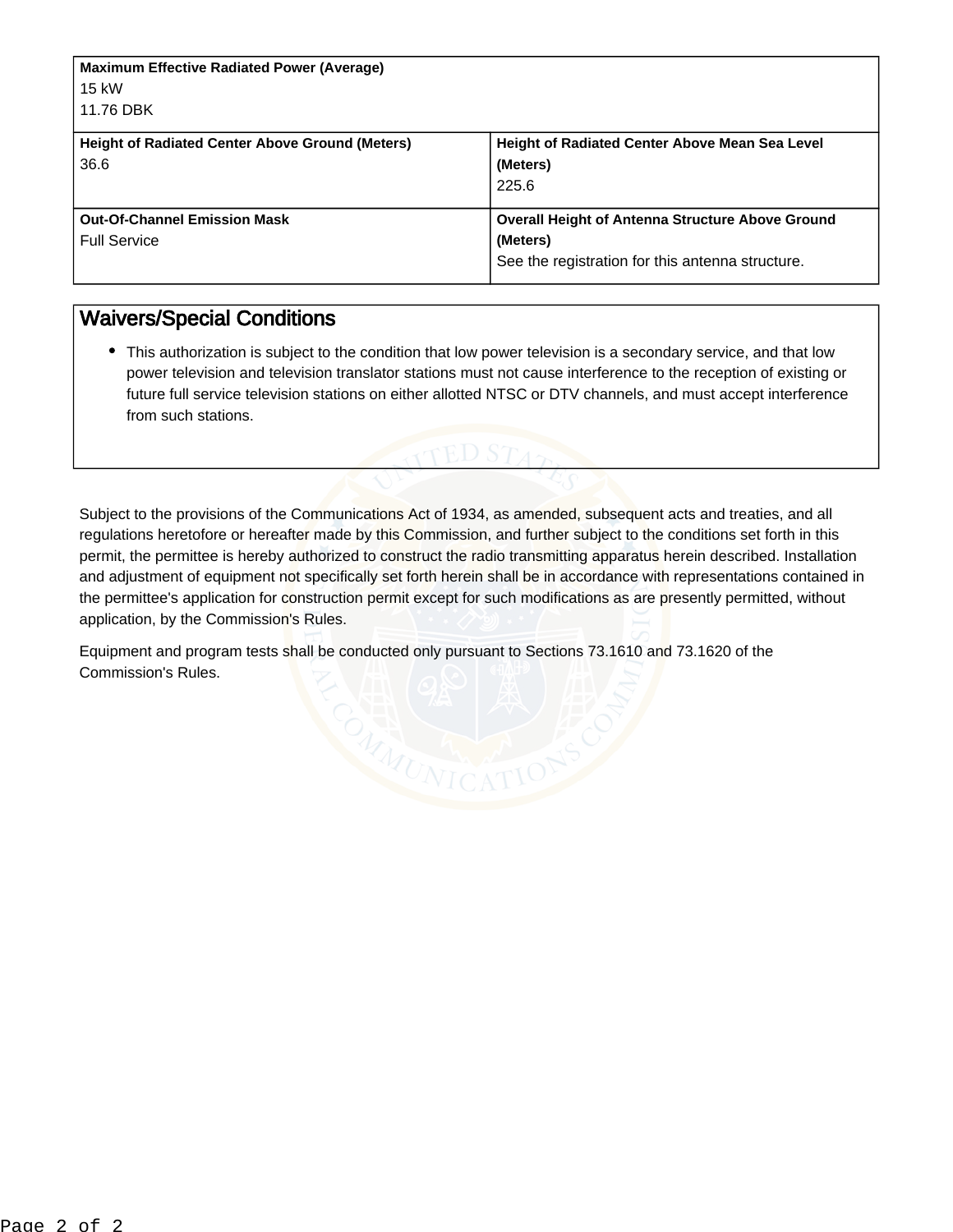| | |
|---|---|
| **Maximum Effective Radiated Power (Average)**<br>15 kW<br>11.76 DBK | |
| **Height of Radiated Center Above Ground (Meters)**<br>36.6 | **Height of Radiated Center Above Mean Sea Level (Meters)**<br>225.6 |
| **Out-Of-Channel Emission Mask**<br>Full Service | **Overall Height of Antenna Structure Above Ground (Meters)**<br>See the registration for this antenna structure. |

## Waivers/Special Conditions

- This authorization is subject to the condition that low power television is a secondary service, and that low power television and television translator stations must not cause interference to the reception of existing or future full service television stations on either allotted NTSC or DTV channels, and must accept interference from such stations.

Subject to the provisions of the Communications Act of 1934, as amended, subsequent acts and treaties, and all regulations heretofore or hereafter made by this Commission, and further subject to the conditions set forth in this permit, the permittee is hereby authorized to construct the radio transmitting apparatus herein described. Installation and adjustment of equipment not specifically set forth herein shall be in accordance with representations contained in the permittee's application for construction permit except for such modifications as are presently permitted, without application, by the Commission's Rules.

Equipment and program tests shall be conducted only pursuant to Sections 73.1610 and 73.1620 of the Commission's Rules.